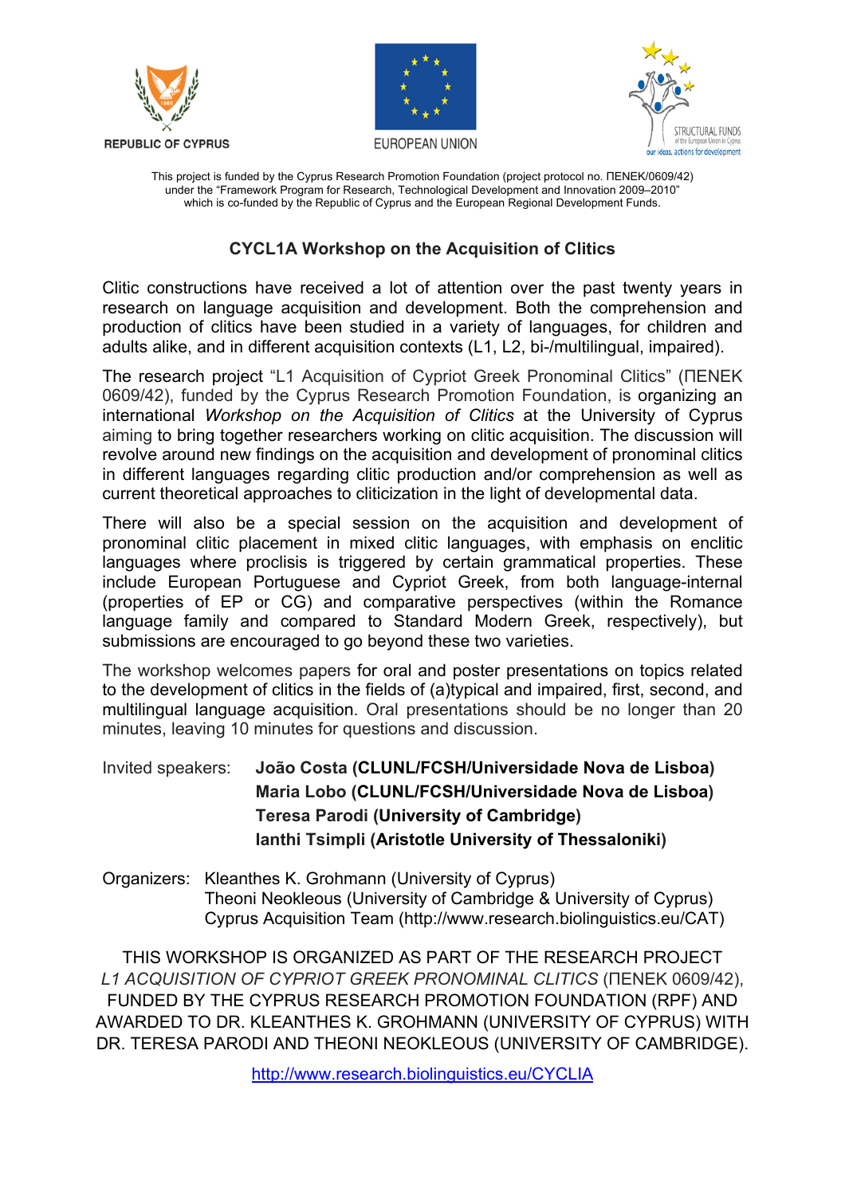REPUBLIC OF CYPRUS    EUROPEAN UNION    STRUCTURAL FUNDS of the European Union in Cyprus — our ideas, actions for development

This project is funded by the Cyprus Research Promotion Foundation (project protocol no. ΠΕΝΕΚ/0609/42) under the "Framework Program for Research, Technological Development and Innovation 2009–2010" which is co-funded by the Republic of Cyprus and the European Regional Development Funds.

## CYCL1A Workshop on the Acquisition of Clitics

Clitic constructions have received a lot of attention over the past twenty years in research on language acquisition and development. Both the comprehension and production of clitics have been studied in a variety of languages, for children and adults alike, and in different acquisition contexts (L1, L2, bi-/multilingual, impaired).

The research project "L1 Acquisition of Cypriot Greek Pronominal Clitics" (ΠΕΝΕΚ 0609/42), funded by the Cyprus Research Promotion Foundation, is organizing an international *Workshop on the Acquisition of Clitics* at the University of Cyprus aiming to bring together researchers working on clitic acquisition. The discussion will revolve around new findings on the acquisition and development of pronominal clitics in different languages regarding clitic production and/or comprehension as well as current theoretical approaches to cliticization in the light of developmental data.

There will also be a special session on the acquisition and development of pronominal clitic placement in mixed clitic languages, with emphasis on enclitic languages where proclisis is triggered by certain grammatical properties. These include European Portuguese and Cypriot Greek, from both language-internal (properties of EP or CG) and comparative perspectives (within the Romance language family and compared to Standard Modern Greek, respectively), but submissions are encouraged to go beyond these two varieties.

The workshop welcomes papers for oral and poster presentations on topics related to the development of clitics in the fields of (a)typical and impaired, first, second, and multilingual language acquisition. Oral presentations should be no longer than 20 minutes, leaving 10 minutes for questions and discussion.

Invited speakers:
**João Costa (CLUNL/FCSH/Universidade Nova de Lisboa)**
**Maria Lobo (CLUNL/FCSH/Universidade Nova de Lisboa)**
**Teresa Parodi (University of Cambridge)**
**Ianthi Tsimpli (Aristotle University of Thessaloniki)**

Organizers:
Kleanthes K. Grohmann (University of Cyprus)
Theoni Neokleous (University of Cambridge & University of Cyprus)
Cyprus Acquisition Team (http://www.research.biolinguistics.eu/CAT)

THIS WORKSHOP IS ORGANIZED AS PART OF THE RESEARCH PROJECT *L1 ACQUISITION OF CYPRIOT GREEK PRONOMINAL CLITICS* (ΠΕΝΕΚ 0609/42), FUNDED BY THE CYPRUS RESEARCH PROMOTION FOUNDATION (RPF) AND AWARDED TO DR. KLEANTHES K. GROHMANN (UNIVERSITY OF CYPRUS) WITH DR. TERESA PARODI AND THEONI NEOKLEOUS (UNIVERSITY OF CAMBRIDGE).

http://www.research.biolinguistics.eu/CYCLIA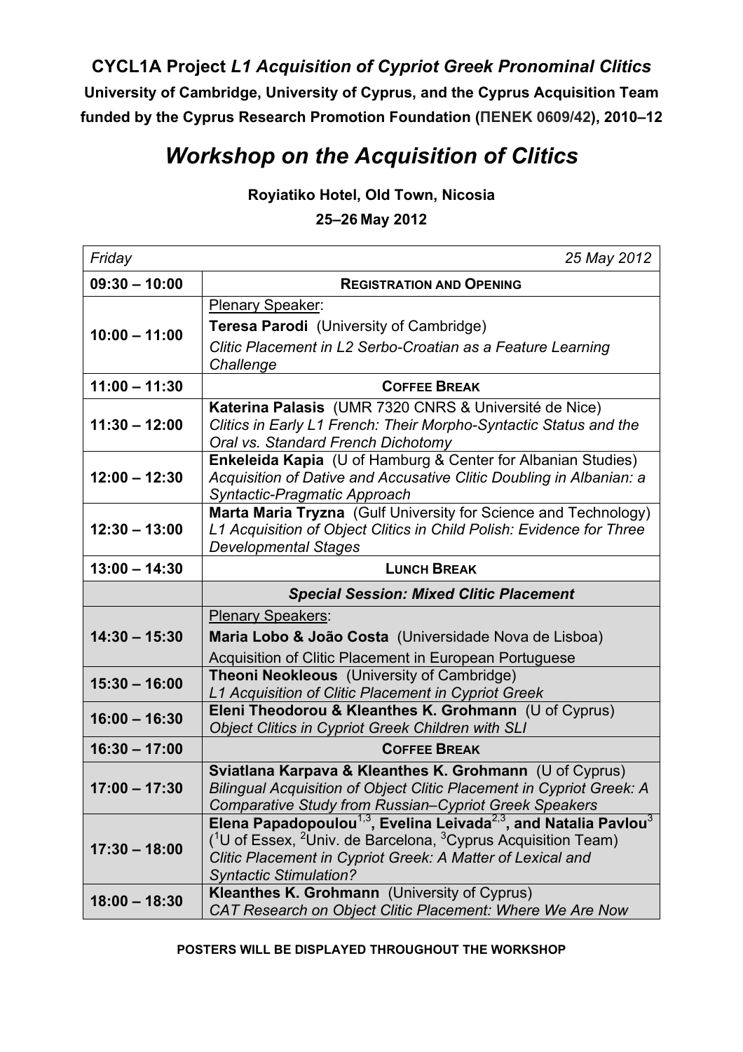**CYCL1A Project *L1 Acquisition of Cypriot Greek Pronominal Clitics***

**University of Cambridge, University of Cyprus, and the Cyprus Acquisition Team**

**funded by the Cyprus Research Promotion Foundation (ΠΕΝΕΚ 0609/42), 2010–12**

# *Workshop on the Acquisition of Clitics*

**Royiatiko Hotel, Old Town, Nicosia**

**25–26 May 2012**

| *Friday* | *25 May 2012* |
|---|---|
| **09:30 – 10:00** | **REGISTRATION AND OPENING** |
| **10:00 – 11:00** | Plenary Speaker:<br>**Teresa Parodi** (University of Cambridge)<br>*Clitic Placement in L2 Serbo-Croatian as a Feature Learning Challenge* |
| **11:00 – 11:30** | **COFFEE BREAK** |
| **11:30 – 12:00** | **Katerina Palasis** (UMR 7320 CNRS & Université de Nice)<br>*Clitics in Early L1 French: Their Morpho-Syntactic Status and the Oral vs. Standard French Dichotomy* |
| **12:00 – 12:30** | **Enkeleida Kapia** (U of Hamburg & Center for Albanian Studies)<br>*Acquisition of Dative and Accusative Clitic Doubling in Albanian: a Syntactic-Pragmatic Approach* |
| **12:30 – 13:00** | **Marta Maria Tryzna** (Gulf University for Science and Technology)<br>*L1 Acquisition of Object Clitics in Child Polish: Evidence for Three Developmental Stages* |
| **13:00 – 14:30** | **LUNCH BREAK** |
| | ***Special Session: Mixed Clitic Placement*** |
| **14:30 – 15:30** | Plenary Speakers:<br>**Maria Lobo & João Costa** (Universidade Nova de Lisboa)<br>Acquisition of Clitic Placement in European Portuguese |
| **15:30 – 16:00** | **Theoni Neokleous** (University of Cambridge)<br>*L1 Acquisition of Clitic Placement in Cypriot Greek* |
| **16:00 – 16:30** | **Eleni Theodorou & Kleanthes K. Grohmann** (U of Cyprus)<br>*Object Clitics in Cypriot Greek Children with SLI* |
| **16:30 – 17:00** | **COFFEE BREAK** |
| **17:00 – 17:30** | **Sviatlana Karpava & Kleanthes K. Grohmann** (U of Cyprus)<br>*Bilingual Acquisition of Object Clitic Placement in Cypriot Greek: A Comparative Study from Russian–Cypriot Greek Speakers* |
| **17:30 – 18:00** | **Elena Papadopoulou[1,3], Evelina Leivada[2,3], and Natalia Pavlou[3]**<br>([1]U of Essex, [2]Univ. de Barcelona, [3]Cyprus Acquisition Team)<br>*Clitic Placement in Cypriot Greek: A Matter of Lexical and Syntactic Stimulation?* |
| **18:00 – 18:30** | **Kleanthes K. Grohmann** (University of Cyprus)<br>*CAT Research on Object Clitic Placement: Where We Are Now* |

**POSTERS WILL BE DISPLAYED THROUGHOUT THE WORKSHOP**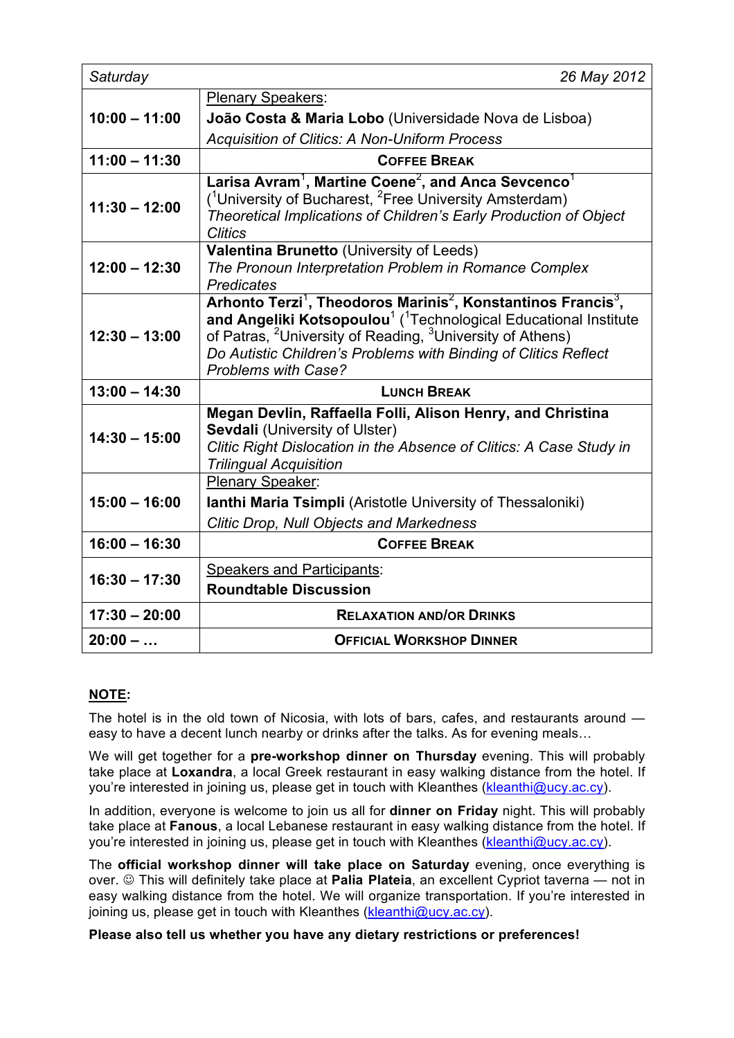| Saturday | 26 May 2012 |
|---|---|
| **10:00 – 11:00** | Plenary Speakers: **João Costa & Maria Lobo** (Universidade Nova de Lisboa) *Acquisition of Clitics: A Non-Uniform Process* |
| **11:00 – 11:30** | **COFFEE BREAK** |
| **11:30 – 12:00** | **Larisa Avram**[1], **Martine Coene**[2], **and Anca Sevcenco**[1] ([1]University of Bucharest, [2]Free University Amsterdam) *Theoretical Implications of Children's Early Production of Object Clitics* |
| **12:00 – 12:30** | **Valentina Brunetto** (University of Leeds) *The Pronoun Interpretation Problem in Romance Complex Predicates* |
| **12:30 – 13:00** | **Arhonto Terzi**[1], **Theodoros Marinis**[2], **Konstantinos Francis**[3], **and Angeliki Kotsopoulou**[1] ([1]Technological Educational Institute of Patras, [2]University of Reading, [3]University of Athens) *Do Autistic Children's Problems with Binding of Clitics Reflect Problems with Case?* |
| **13:00 – 14:30** | **LUNCH BREAK** |
| **14:30 – 15:00** | **Megan Devlin, Raffaella Folli, Alison Henry, and Christina Sevdali** (University of Ulster) *Clitic Right Dislocation in the Absence of Clitics: A Case Study in Trilingual Acquisition* |
| **15:00 – 16:00** | Plenary Speaker: **Ianthi Maria Tsimpli** (Aristotle University of Thessaloniki) *Clitic Drop, Null Objects and Markedness* |
| **16:00 – 16:30** | **COFFEE BREAK** |
| **16:30 – 17:30** | Speakers and Participants: **Roundtable Discussion** |
| **17:30 – 20:00** | **RELAXATION AND/OR DRINKS** |
| **20:00 – …** | **OFFICIAL WORKSHOP DINNER** |

**NOTE:**

The hotel is in the old town of Nicosia, with lots of bars, cafes, and restaurants around — easy to have a decent lunch nearby or drinks after the talks. As for evening meals…

We will get together for a **pre-workshop dinner on Thursday** evening. This will probably take place at **Loxandra**, a local Greek restaurant in easy walking distance from the hotel. If you're interested in joining us, please get in touch with Kleanthes (kleanthi@ucy.ac.cy).

In addition, everyone is welcome to join us all for **dinner on Friday** night. This will probably take place at **Fanous**, a local Lebanese restaurant in easy walking distance from the hotel. If you're interested in joining us, please get in touch with Kleanthes (kleanthi@ucy.ac.cy).

The **official workshop dinner will take place on Saturday** evening, once everything is over. ☺ This will definitely take place at **Palia Plateia**, an excellent Cypriot taverna — not in easy walking distance from the hotel. We will organize transportation. If you're interested in joining us, please get in touch with Kleanthes (kleanthi@ucy.ac.cy).

**Please also tell us whether you have any dietary restrictions or preferences!**